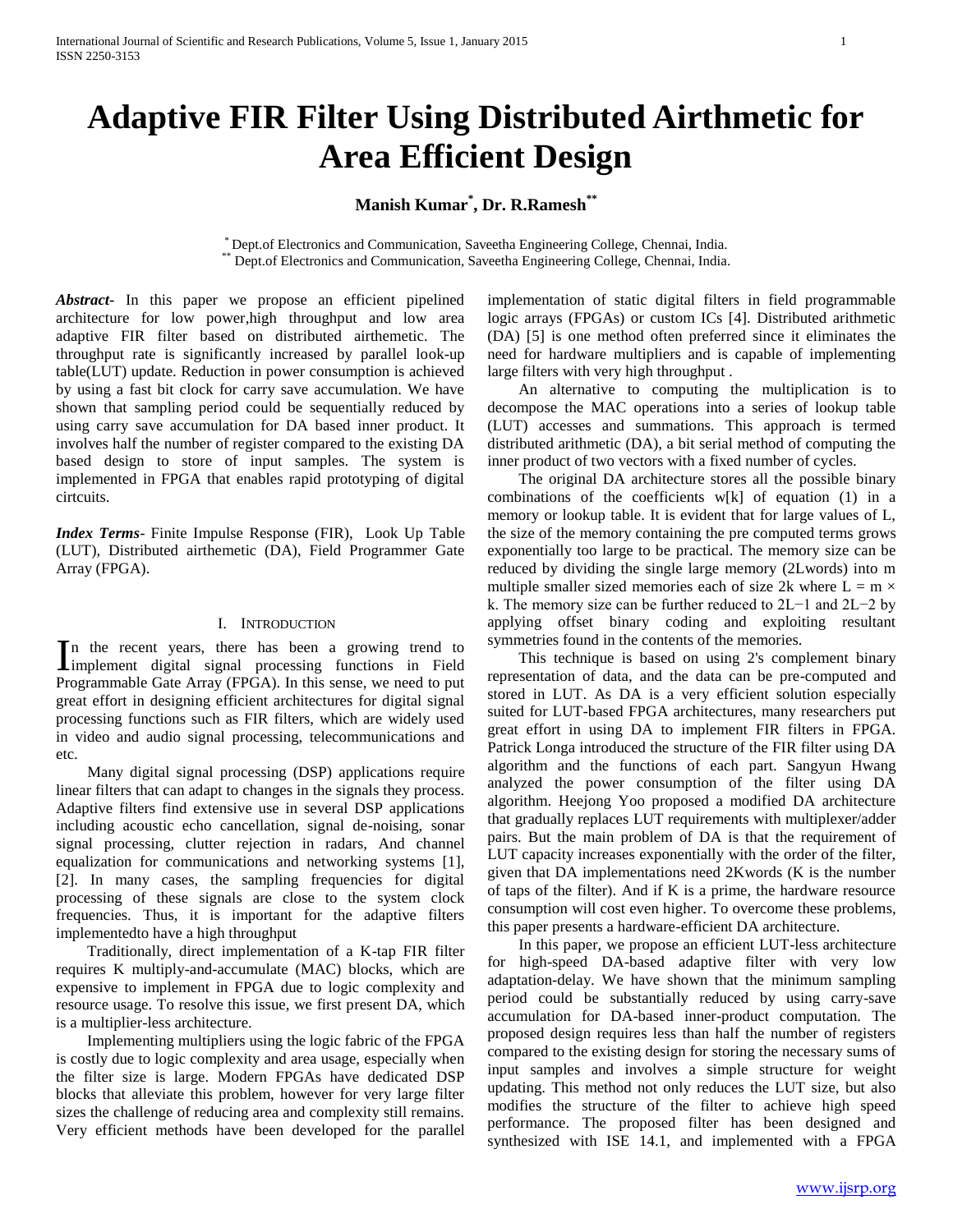# Adaptive FIR Filter Using Distributed Airthmetic for Area Efficient Design

**Manish Kumar[*], Dr. R.Ramesh[**]**

[*] Dept.of Electronics and Communication, Saveetha Engineering College, Chennai, India.
[**] Dept.of Electronics and Communication, Saveetha Engineering College, Chennai, India.

***Abstract-*** In this paper we propose an efficient pipelined architecture for low power,high throughput and low area adaptive FIR filter based on distributed airthemetic. The throughput rate is significantly increased by parallel look-up table(LUT) update. Reduction in power consumption is achieved by using a fast bit clock for carry save accumulation. We have shown that sampling period could be sequentially reduced by using carry save accumulation for DA based inner product. It involves half the number of register compared to the existing DA based design to store of input samples. The system is implemented in FPGA that enables rapid prototyping of digital cirtcuits.

***Index Terms*-** Finite Impulse Response (FIR), Look Up Table (LUT), Distributed airthemetic (DA), Field Programmer Gate Array (FPGA).

## I. Introduction

In the recent years, there has been a growing trend to implement digital signal processing functions in Field Programmable Gate Array (FPGA). In this sense, we need to put great effort in designing efficient architectures for digital signal processing functions such as FIR filters, which are widely used in video and audio signal processing, telecommunications and etc.

Many digital signal processing (DSP) applications require linear filters that can adapt to changes in the signals they process. Adaptive filters find extensive use in several DSP applications including acoustic echo cancellation, signal de-noising, sonar signal processing, clutter rejection in radars, And channel equalization for communications and networking systems [1], [2]. In many cases, the sampling frequencies for digital processing of these signals are close to the system clock frequencies. Thus, it is important for the adaptive filters implementedto have a high throughput

Traditionally, direct implementation of a K-tap FIR filter requires K multiply-and-accumulate (MAC) blocks, which are expensive to implement in FPGA due to logic complexity and resource usage. To resolve this issue, we first present DA, which is a multiplier-less architecture.

Implementing multipliers using the logic fabric of the FPGA is costly due to logic complexity and area usage, especially when the filter size is large. Modern FPGAs have dedicated DSP blocks that alleviate this problem, however for very large filter sizes the challenge of reducing area and complexity still remains. Very efficient methods have been developed for the parallel implementation of static digital filters in field programmable logic arrays (FPGAs) or custom ICs [4]. Distributed arithmetic (DA) [5] is one method often preferred since it eliminates the need for hardware multipliers and is capable of implementing large filters with very high throughput .

An alternative to computing the multiplication is to decompose the MAC operations into a series of lookup table (LUT) accesses and summations. This approach is termed distributed arithmetic (DA), a bit serial method of computing the inner product of two vectors with a fixed number of cycles.

The original DA architecture stores all the possible binary combinations of the coefficients w[k] of equation (1) in a memory or lookup table. It is evident that for large values of L, the size of the memory containing the pre computed terms grows exponentially too large to be practical. The memory size can be reduced by dividing the single large memory (2Lwords) into m multiple smaller sized memories each of size 2k where $L = m \times k$. The memory size can be further reduced to 2L−1 and 2L−2 by applying offset binary coding and exploiting resultant symmetries found in the contents of the memories.

This technique is based on using 2's complement binary representation of data, and the data can be pre-computed and stored in LUT. As DA is a very efficient solution especially suited for LUT-based FPGA architectures, many researchers put great effort in using DA to implement FIR filters in FPGA. Patrick Longa introduced the structure of the FIR filter using DA algorithm and the functions of each part. Sangyun Hwang analyzed the power consumption of the filter using DA algorithm. Heejong Yoo proposed a modified DA architecture that gradually replaces LUT requirements with multiplexer/adder pairs. But the main problem of DA is that the requirement of LUT capacity increases exponentially with the order of the filter, given that DA implementations need 2Kwords (K is the number of taps of the filter). And if K is a prime, the hardware resource consumption will cost even higher. To overcome these problems, this paper presents a hardware-efficient DA architecture.

In this paper, we propose an efficient LUT-less architecture for high-speed DA-based adaptive filter with very low adaptation-delay. We have shown that the minimum sampling period could be substantially reduced by using carry-save accumulation for DA-based inner-product computation. The proposed design requires less than half the number of registers compared to the existing design for storing the necessary sums of input samples and involves a simple structure for weight updating. This method not only reduces the LUT size, but also modifies the structure of the filter to achieve high speed performance. The proposed filter has been designed and synthesized with ISE 14.1, and implemented with a FPGA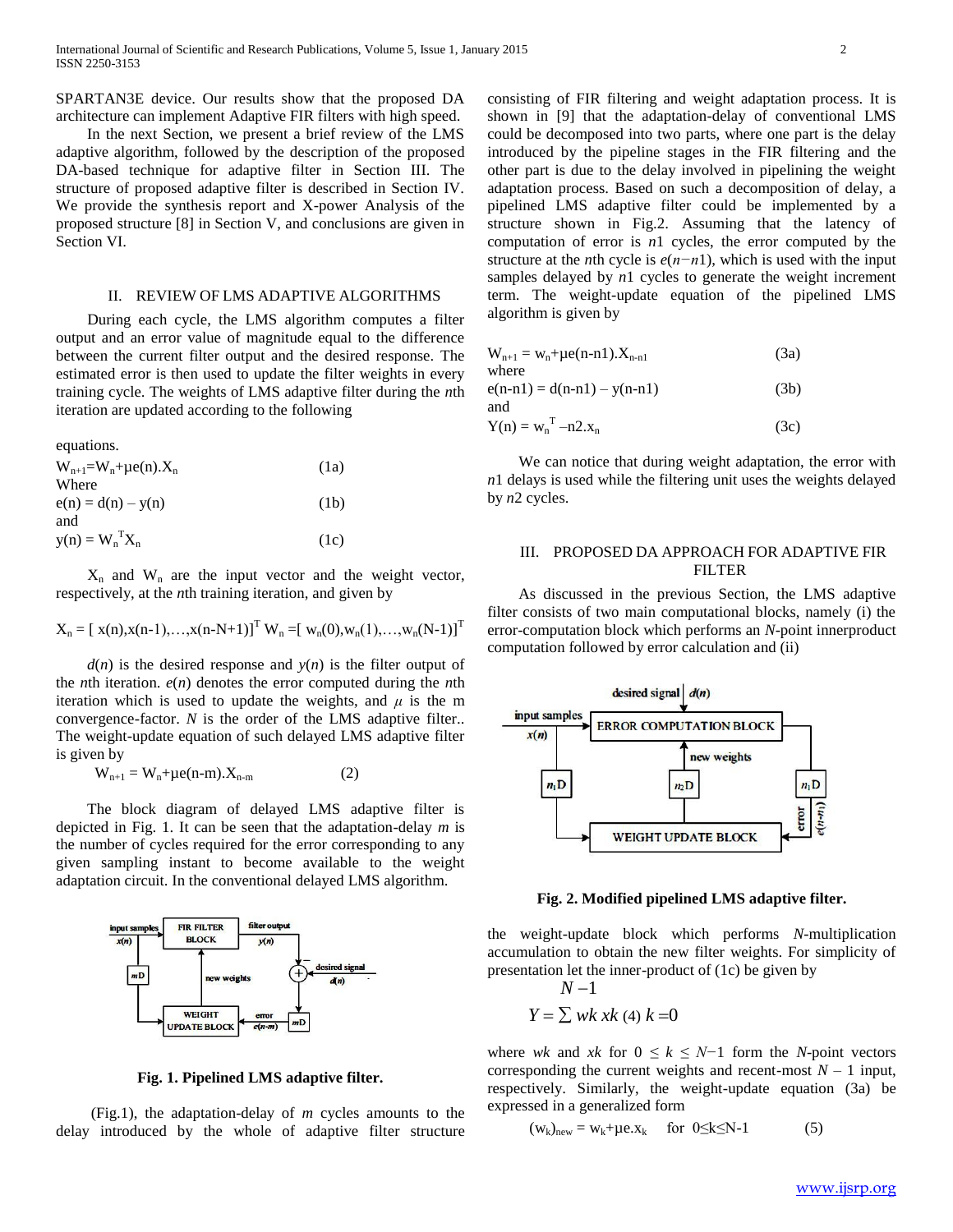SPARTAN3E device. Our results show that the proposed DA architecture can implement Adaptive FIR filters with high speed.

In the next Section, we present a brief review of the LMS adaptive algorithm, followed by the description of the proposed DA-based technique for adaptive filter in Section III. The structure of proposed adaptive filter is described in Section IV. We provide the synthesis report and X-power Analysis of the proposed structure [8] in Section V, and conclusions are given in Section VI.

## II. REVIEW OF LMS ADAPTIVE ALGORITHMS

During each cycle, the LMS algorithm computes a filter output and an error value of magnitude equal to the difference between the current filter output and the desired response. The estimated error is then used to update the filter weights in every training cycle. The weights of LMS adaptive filter during the *n*th iteration are updated according to the following

equations.

$$W_{n+1}=W_n+\mu e(n).X_n \quad (1a)$$

Where

$$e(n) = d(n) - y(n) \quad (1b)$$

and

$$y(n) = W_n^T X_n \quad (1c)$$

$X_n$ and $W_n$ are the input vector and the weight vector, respectively, at the *n*th training iteration, and given by

$$X_n = [\, x(n),x(n-1),\ldots,x(n-N+1)]^T \; W_n =[\, w_n(0),w_n(1),\ldots,w_n(N-1)]^T$$

$d(n)$ is the desired response and $y(n)$ is the filter output of the *n*th iteration. $e(n)$ denotes the error computed during the *n*th iteration which is used to update the weights, and $\mu$ is the m convergence-factor. $N$ is the order of the LMS adaptive filter.. The weight-update equation of such delayed LMS adaptive filter is given by

$$W_{n+1} = W_n+\mu e(n-m).X_{n-m} \quad (2)$$

The block diagram of delayed LMS adaptive filter is depicted in Fig. 1. It can be seen that the adaptation-delay $m$ is the number of cycles required for the error corresponding to any given sampling instant to become available to the weight adaptation circuit. In the conventional delayed LMS algorithm.

**Fig. 1. Pipelined LMS adaptive filter.**

(Fig.1), the adaptation-delay of $m$ cycles amounts to the delay introduced by the whole of adaptive filter structure consisting of FIR filtering and weight adaptation process. It is shown in [9] that the adaptation-delay of conventional LMS could be decomposed into two parts, where one part is the delay introduced by the pipeline stages in the FIR filtering and the other part is due to the delay involved in pipelining the weight adaptation process. Based on such a decomposition of delay, a pipelined LMS adaptive filter could be implemented by a structure shown in Fig.2. Assuming that the latency of computation of error is $n1$ cycles, the error computed by the structure at the *n*th cycle is $e(n-n1)$, which is used with the input samples delayed by $n1$ cycles to generate the weight increment term. The weight-update equation of the pipelined LMS algorithm is given by

$$W_{n+1} = w_n+\mu e(n-n1).X_{n-n1} \quad (3a)$$

where

$$e(n-n1) = d(n-n1) - y(n-n1) \quad (3b)$$

and

$$Y(n) = w_n^T - n2.x_n \quad (3c)$$

We can notice that during weight adaptation, the error with $n1$ delays is used while the filtering unit uses the weights delayed by $n2$ cycles.

## III. PROPOSED DA APPROACH FOR ADAPTIVE FIR FILTER

As discussed in the previous Section, the LMS adaptive filter consists of two main computational blocks, namely (i) the error-computation block which performs an $N$-point innerproduct computation followed by error calculation and (ii)

**Fig. 2. Modified pipelined LMS adaptive filter.**

the weight-update block which performs $N$-multiplication accumulation to obtain the new filter weights. For simplicity of presentation let the inner-product of (1c) be given by

$$Y = \sum_{k=0}^{N-1} w_k x_k \quad (4)$$

where $w_k$ and $x_k$ for $0 \le k \le N-1$ form the $N$-point vectors corresponding the current weights and recent-most $N - 1$ input, respectively. Similarly, the weight-update equation (3a) be expressed in a generalized form

$$(w_k)_{new} = w_k+\mu e.x_k \quad \text{for } 0 \le k \le N-1 \quad (5)$$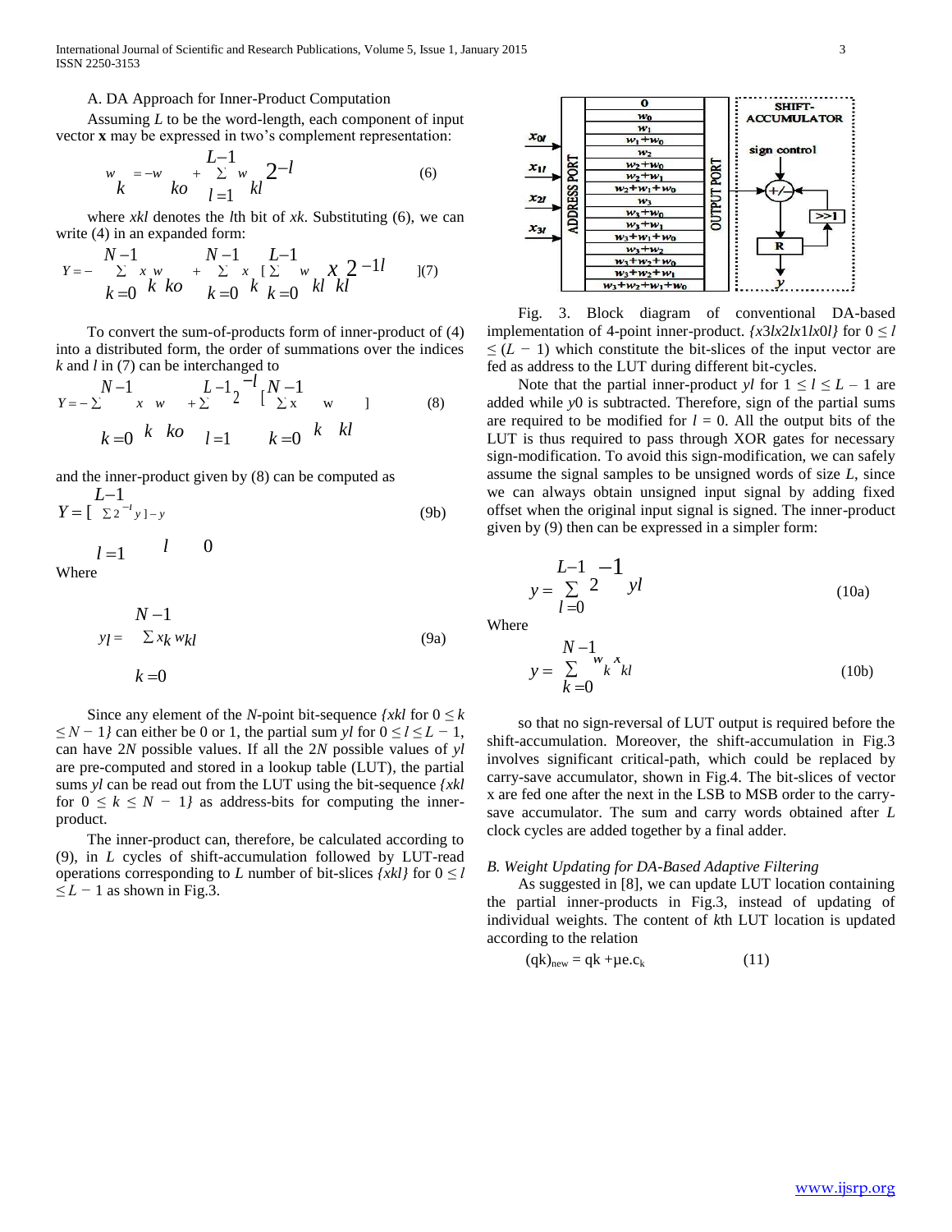A. DA Approach for Inner-Product Computation

Assuming $L$ to be the word-length, each component of input vector **x** may be expressed in two's complement representation:

$$w_k = -w_{ko} + \sum_{l=1}^{L-1} w_{kl} 2^{-l} \qquad (6)$$

where $x_{kl}$ denotes the $l$th bit of $x_k$. Substituting (6), we can write (4) in an expanded form:

$$Y = -\sum_{k=0}^{N-1} x_k w_{ko} + \sum_{k=0}^{N-1} x_k \left[\sum_{k=0}^{L-1} w_{kl} x_{kl} 2^{-1l}\right] \qquad (7)$$

To convert the sum-of-products form of inner-product of (4) into a distributed form, the order of summations over the indices $k$ and $l$ in (7) can be interchanged to

$$Y = -\sum_{k=0}^{N-1} x_k w_{ko} + \sum_{l=1}^{L-1} 2^{-l} \left[\sum_{k=0}^{N-1} x_k w_{kl}\right] \qquad (8)$$

and the inner-product given by (8) can be computed as

$$Y = \left[\sum_{l=1}^{L-1} 2^{-l} y_l\right] - y_0 \qquad (9b)$$

Where

$$y_l = \sum_{k=0}^{N-1} x_k w_{kl} \qquad (9a)$$

Since any element of the $N$-point bit-sequence $\{x_{kl}$ for $0 \le k \le N-1\}$ can either be 0 or 1, the partial sum $y_l$ for $0 \le l \le L-1$, can have $2N$ possible values. If all the $2N$ possible values of $y_l$ are pre-computed and stored in a lookup table (LUT), the partial sums $y_l$ can be read out from the LUT using the bit-sequence $\{x_{kl}$ for $0 \le k \le N-1\}$ as address-bits for computing the inner-product.

The inner-product can, therefore, be calculated according to (9), in $L$ cycles of shift-accumulation followed by LUT-read operations corresponding to $L$ number of bit-slices $\{x_{kl}\}$ for $0 \le l \le L-1$ as shown in Fig.3.

Fig. 3. Block diagram of conventional DA-based implementation of 4-point inner-product. $\{x_{3l} x_{2l} x_{1l} x_{0l}\}$ for $0 \le l \le (L-1)$ which constitute the bit-slices of the input vector are fed as address to the LUT during different bit-cycles.

Note that the partial inner-product $y_l$ for $1 \le l \le L-1$ are added while $y_0$ is subtracted. Therefore, sign of the partial sums are required to be modified for $l = 0$. All the output bits of the LUT is thus required to pass through XOR gates for necessary sign-modification. To avoid this sign-modification, we can safely assume the signal samples to be unsigned words of size $L$, since we can always obtain unsigned input signal by adding fixed offset when the original input signal is signed. The inner-product given by (9) then can be expressed in a simpler form:

$$y = \sum_{l=0}^{L-1} 2^{-1} y_l \qquad (10a)$$

Where

$$y = \sum_{k=0}^{N-1} w_k x_{kl} \qquad (10b)$$

so that no sign-reversal of LUT output is required before the shift-accumulation. Moreover, the shift-accumulation in Fig.3 involves significant critical-path, which could be replaced by carry-save accumulator, shown in Fig.4. The bit-slices of vector x are fed one after the next in the LSB to MSB order to the carry-save accumulator. The sum and carry words obtained after $L$ clock cycles are added together by a final adder.

*B. Weight Updating for DA-Based Adaptive Filtering*

As suggested in [8], we can update LUT location containing the partial inner-products in Fig.3, instead of updating of individual weights. The content of $k$th LUT location is updated according to the relation

$$(q_k)_{new} = q_k + \mu e.c_k \qquad (11)$$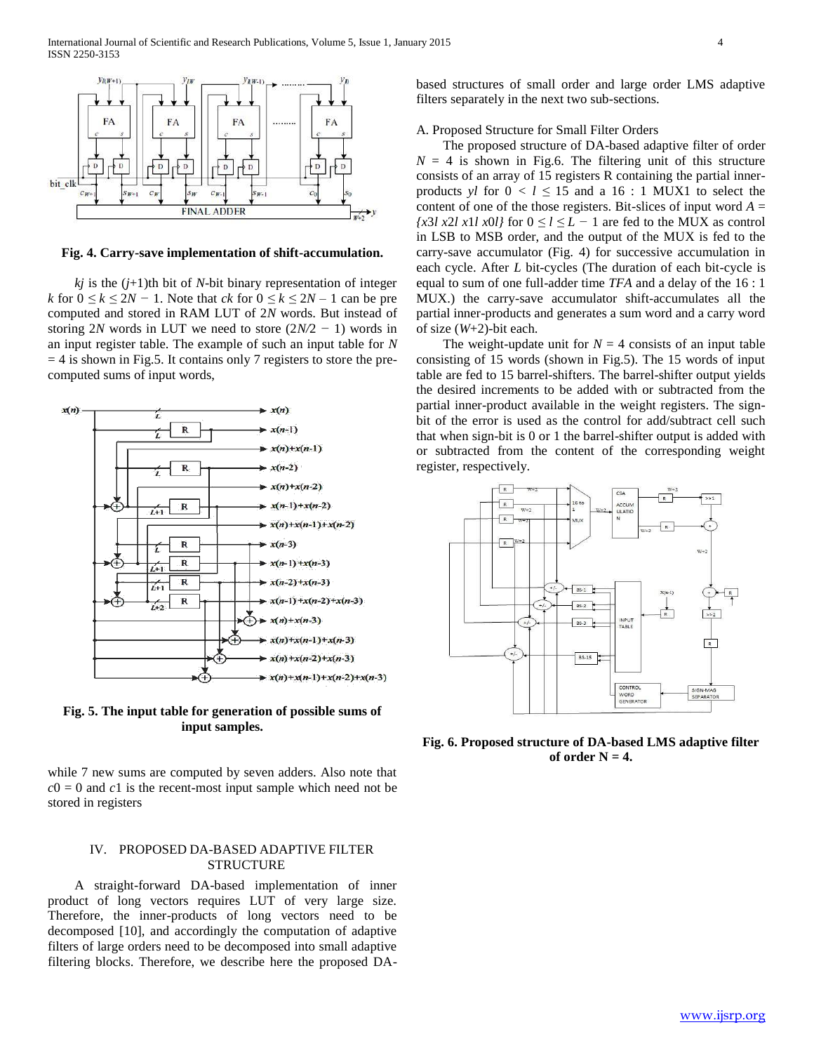**Fig. 4. Carry-save implementation of shift-accumulation.**

$k_j$ is the $(j+1)$th bit of $N$-bit binary representation of integer $k$ for $0 \leq k \leq 2N - 1$. Note that $c_k$ for $0 \leq k \leq 2N - 1$ can be pre computed and stored in RAM LUT of $2N$ words. But instead of storing $2N$ words in LUT we need to store $(2N/2 - 1)$ words in an input register table. The example of such an input table for $N = 4$ is shown in Fig.5. It contains only 7 registers to store the pre-computed sums of input words,

**Fig. 5. The input table for generation of possible sums of input samples.**

while 7 new sums are computed by seven adders. Also note that $c_0 = 0$ and $c_1$ is the recent-most input sample which need not be stored in registers

## IV. PROPOSED DA-BASED ADAPTIVE FILTER STRUCTURE

A straight-forward DA-based implementation of inner product of long vectors requires LUT of very large size. Therefore, the inner-products of long vectors need to be decomposed [10], and accordingly the computation of adaptive filters of large orders need to be decomposed into small adaptive filtering blocks. Therefore, we describe here the proposed DA-based structures of small order and large order LMS adaptive filters separately in the next two sub-sections.

### A. Proposed Structure for Small Filter Orders

The proposed structure of DA-based adaptive filter of order $N = 4$ is shown in Fig.6. The filtering unit of this structure consists of an array of 15 registers R containing the partial inner-products $y_l$ for $0 < l \leq 15$ and a 16 : 1 MUX1 to select the content of one of the those registers. Bit-slices of input word $A = \{x_{3l}\ x_{2l}\ x_{1l}\ x_{0l}\}$ for $0 \leq l \leq L - 1$ are fed to the MUX as control in LSB to MSB order, and the output of the MUX is fed to the carry-save accumulator (Fig. 4) for successive accumulation in each cycle. After $L$ bit-cycles (The duration of each bit-cycle is equal to sum of one full-adder time $T_{FA}$ and a delay of the 16 : 1 MUX.) the carry-save accumulator shift-accumulates all the partial inner-products and generates a sum word and a carry word of size $(W+2)$-bit each.

The weight-update unit for $N = 4$ consists of an input table consisting of 15 words (shown in Fig.5). The 15 words of input table are fed to 15 barrel-shifters. The barrel-shifter output yields the desired increments to be added with or subtracted from the partial inner-product available in the weight registers. The sign-bit of the error is used as the control for add/subtract cell such that when sign-bit is 0 or 1 the barrel-shifter output is added with or subtracted from the content of the corresponding weight register, respectively.

**Fig. 6. Proposed structure of DA-based LMS adaptive filter of order N = 4.**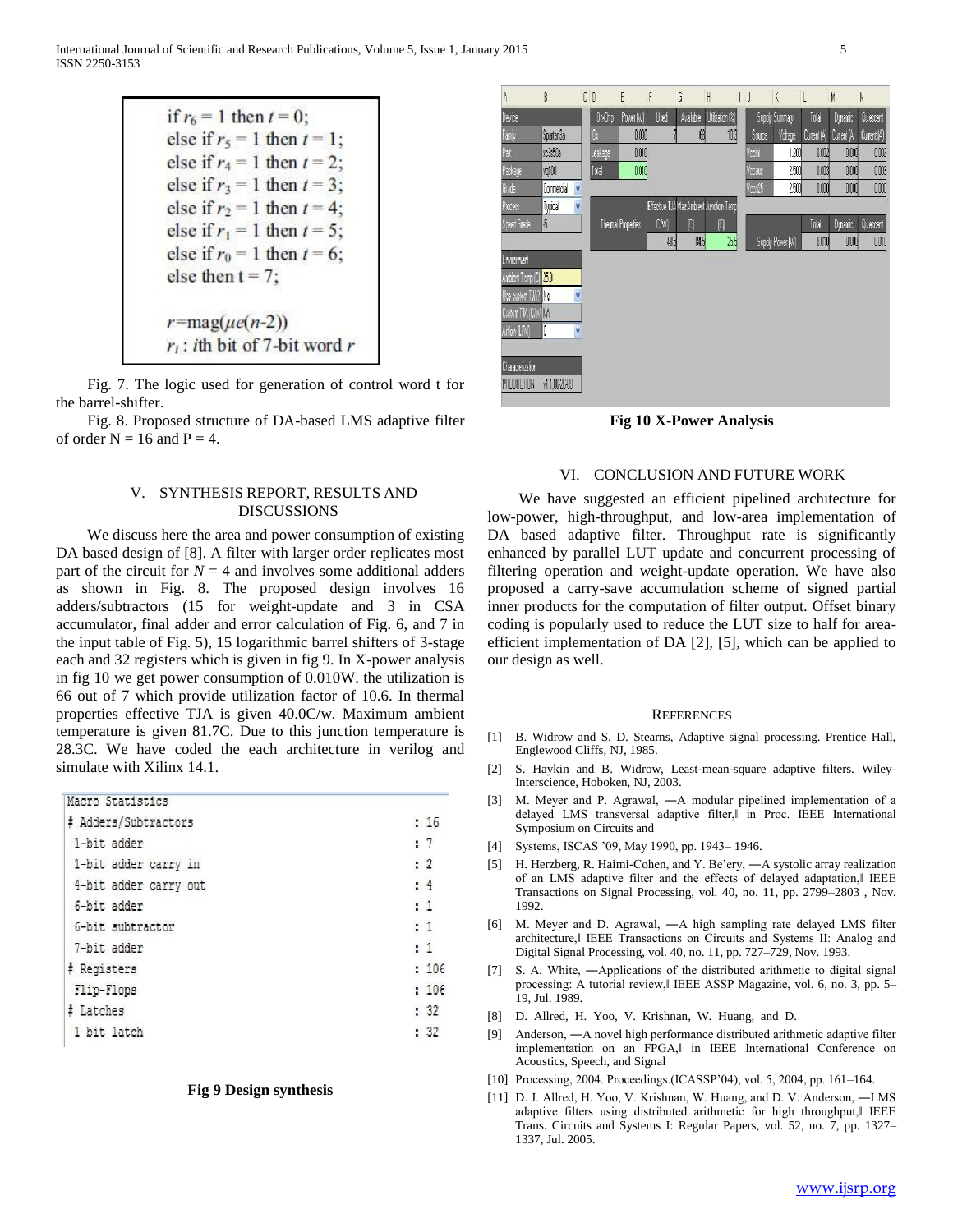$$
\begin{aligned}
&\text{if } r_6 = 1 \text{ then } t = 0;\\
&\text{else if } r_5 = 1 \text{ then } t = 1;\\
&\text{else if } r_4 = 1 \text{ then } t = 2;\\
&\text{else if } r_3 = 1 \text{ then } t = 3;\\
&\text{else if } r_2 = 1 \text{ then } t = 4;\\
&\text{else if } r_1 = 1 \text{ then } t = 5;\\
&\text{else if } r_0 = 1 \text{ then } t = 6;\\
&\text{else then } t = 7;\\
&\\
&r = \text{mag}(\mu e(n-2))\\
&r_i : i\text{th bit of 7-bit word } r
\end{aligned}
$$

Fig. 7. The logic used for generation of control word t for the barrel-shifter.

Fig. 8. Proposed structure of DA-based LMS adaptive filter of order N = 16 and P = 4.

## V. SYNTHESIS REPORT, RESULTS AND DISCUSSIONS

We discuss here the area and power consumption of existing DA based design of [8]. A filter with larger order replicates most part of the circuit for $N = 4$ and involves some additional adders as shown in Fig. 8. The proposed design involves 16 adders/subtractors (15 for weight-update and 3 in CSA accumulator, final adder and error calculation of Fig. 6, and 7 in the input table of Fig. 5), 15 logarithmic barrel shifters of 3-stage each and 32 registers which is given in fig 9. In X-power analysis in fig 10 we get power consumption of 0.010W. the utilization is 66 out of 7 which provide utilization factor of 10.6. In thermal properties effective TJA is given 40.0C/w. Maximum ambient temperature is given 81.7C. Due to this junction temperature is 28.3C. We have coded the each architecture in verilog and simulate with Xilinx 14.1.

```
Macro Statistics
# Adders/Subtractors        : 16
 1-bit adder                : 7
 1-bit adder carry in       : 2
 4-bit adder carry out      : 4
 6-bit adder                : 1
 6-bit subtractor           : 1
 7-bit adder                : 1
# Registers                 : 106
 Flip-Flops                 : 106
# Latches                   : 32
 1-bit latch                : 32
```

**Fig 9 Design synthesis**

| Device | | On-Chip | Power (W) | Used | Available | Utilization (%) | Supply Summary | | Total | Dynamic | Quiescent |
|---|---|---|---|---|---|---|---|---|---|---|---|
| Family | Spartan3e | IOs | 0.000 | 7 | 66 | 10.6 | Source | Voltage | Current (A) | Current (A) | Current (A) |
| Part | xc3s50e | Leakage | 0.010 | | | | Vccint | 1.200 | 0.002 | 0.000 | 0.002 |
| Package | vq100 | Total | 0.010 | | | | Vccaux | 2.500 | 0.003 | 0.000 | 0.003 |
| Grade | Commercial | | | | | | Vcco25 | 2.500 | 0.000 | 0.000 | 0.000 |
| Process | Typical | | | Effective TJA | Max Ambient | Junction Temp | | | | | |
| Speed Grade | -5 | Thermal Properties | | (C/W) | (C) | (C) | | | Total | Dynamic | Quiescent |
| | | | | 48.5 | 84.5 | 25.5 | Supply Power (W) | | 0.010 | 0.000 | 0.010 |
| Environment | | | | | | | | | | | |
| Ambient Temp (C) | 25.0 | | | | | | | | | | |
| Use custom TJA? | No | | | | | | | | | | |
| Custom TJA (C/W) | NA | | | | | | | | | | |
| Airflow (LFM) | 0 | | | | | | | | | | |
| Characterization | | | | | | | | | | | |
| PRODUCTION | v1.1,06-25-09 | | | | | | | | | | |

**Fig 10 X-Power Analysis**

## VI. CONCLUSION AND FUTURE WORK

We have suggested an efficient pipelined architecture for low-power, high-throughput, and low-area implementation of DA based adaptive filter. Throughput rate is significantly enhanced by parallel LUT update and concurrent processing of filtering operation and weight-update operation. We have also proposed a carry-save accumulation scheme of signed partial inner products for the computation of filter output. Offset binary coding is popularly used to reduce the LUT size to half for area-efficient implementation of DA [2], [5], which can be applied to our design as well.

## REFERENCES

[1] B. Widrow and S. D. Stearns, Adaptive signal processing. Prentice Hall, Englewood Cliffs, NJ, 1985.

[2] S. Haykin and B. Widrow, Least-mean-square adaptive filters. Wiley-Interscience, Hoboken, NJ, 2003.

[3] M. Meyer and P. Agrawal, ―A modular pipelined implementation of a delayed LMS transversal adaptive filter,‖ in Proc. IEEE International Symposium on Circuits and

[4] Systems, ISCAS '09, May 1990, pp. 1943– 1946.

[5] H. Herzberg, R. Haimi-Cohen, and Y. Be'ery, ―A systolic array realization of an LMS adaptive filter and the effects of delayed adaptation,‖ IEEE Transactions on Signal Processing, vol. 40, no. 11, pp. 2799–2803 , Nov. 1992.

[6] M. Meyer and D. Agrawal, ―A high sampling rate delayed LMS filter architecture,‖ IEEE Transactions on Circuits and Systems II: Analog and Digital Signal Processing, vol. 40, no. 11, pp. 727–729, Nov. 1993.

[7] S. A. White, ―Applications of the distributed arithmetic to digital signal processing: A tutorial review,‖ IEEE ASSP Magazine, vol. 6, no. 3, pp. 5–19, Jul. 1989.

[8] D. Allred, H. Yoo, V. Krishnan, W. Huang, and D.

[9] Anderson, ―A novel high performance distributed arithmetic adaptive filter implementation on an FPGA,‖ in IEEE International Conference on Acoustics, Speech, and Signal

[10] Processing, 2004. Proceedings.(ICASSP'04), vol. 5, 2004, pp. 161–164.

[11] D. J. Allred, H. Yoo, V. Krishnan, W. Huang, and D. V. Anderson, ―LMS adaptive filters using distributed arithmetic for high throughput,‖ IEEE Trans. Circuits and Systems I: Regular Papers, vol. 52, no. 7, pp. 1327–1337, Jul. 2005.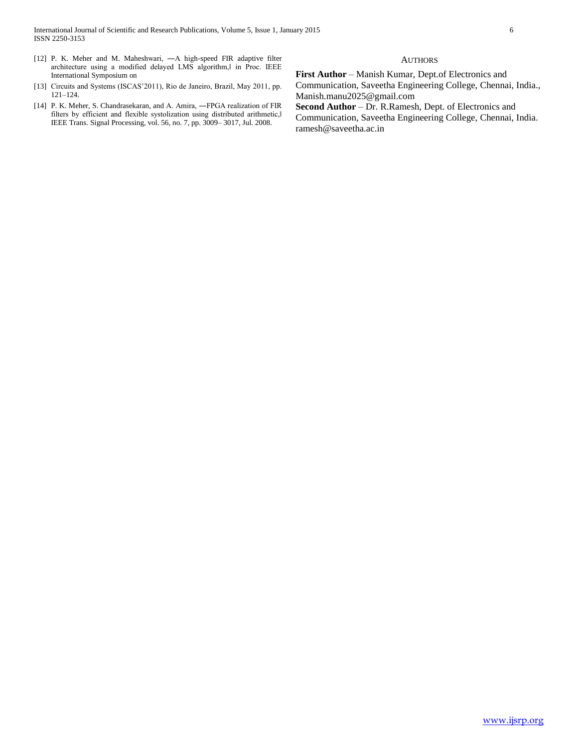[12] P. K. Meher and M. Maheshwari, ―A high-speed FIR adaptive filter architecture using a modified delayed LMS algorithm,‖ in Proc. IEEE International Symposium on

[13] Circuits and Systems (ISCAS'2011), Rio de Janeiro, Brazil, May 2011, pp. 121–124.

[14] P. K. Meher, S. Chandrasekaran, and A. Amira, ―FPGA realization of FIR filters by efficient and flexible systolization using distributed arithmetic,‖ IEEE Trans. Signal Processing, vol. 56, no. 7, pp. 3009– 3017, Jul. 2008.

## AUTHORS

**First Author** – Manish Kumar, Dept.of Electronics and Communication, Saveetha Engineering College, Chennai, India., Manish.manu2025@gmail.com

**Second Author** – Dr. R.Ramesh, Dept. of Electronics and Communication, Saveetha Engineering College, Chennai, India. ramesh@saveetha.ac.in